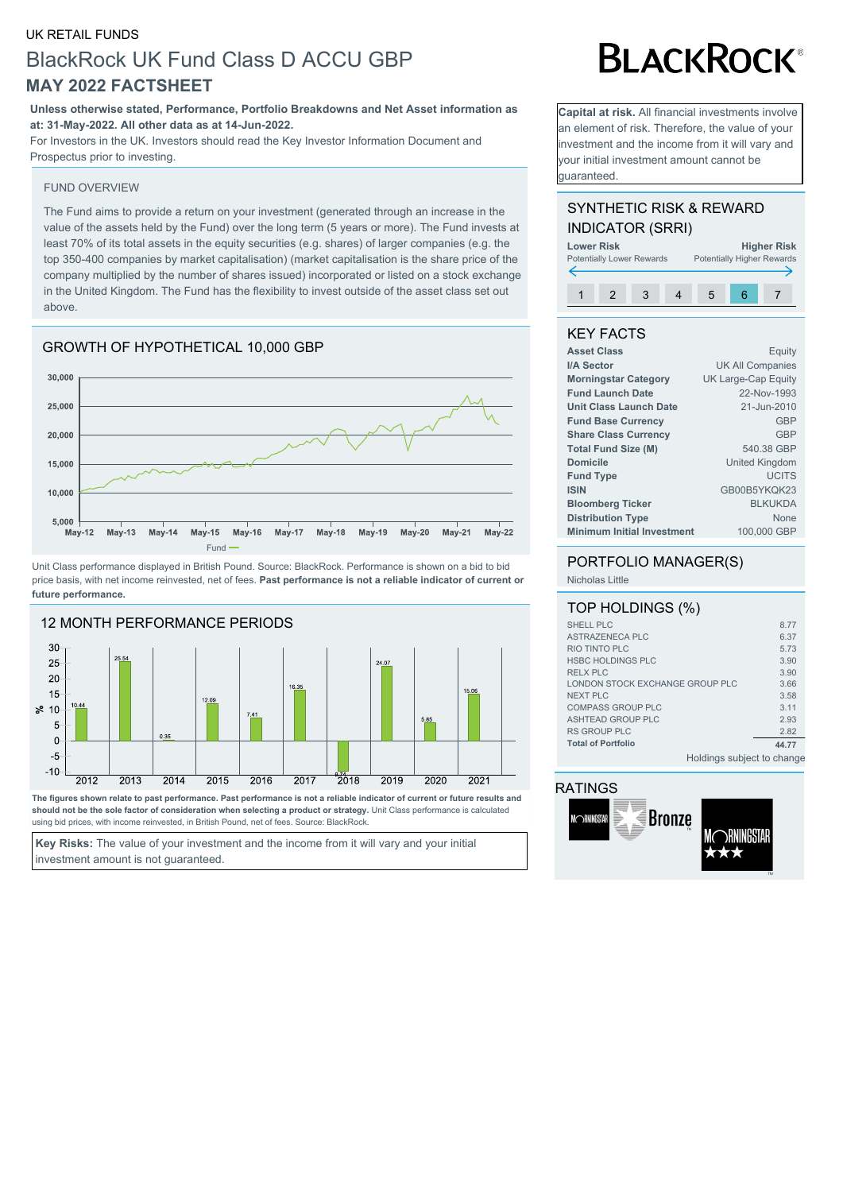UK RETAIL FUNDS

# BlackRock UK Fund Class D ACCU GBP

## MAY 2022 FACTSHEET

**Unless otherwise stated, Performance, Portfolio Breakdowns and Net Asset information as at: 31-May-2022. All other data as at 14-Jun-2022.**

For Investors in the UK. Investors should read the Key Investor Information Document and Prospectus prior to investing.

**Capital at risk.** All financial investments involve an element of risk. Therefore, the value of your investment and the income from it will vary and your initial investment amount cannot be guaranteed.

### FUND OVERVIEW

The Fund aims to provide a return on your investment (generated through an increase in the value of the assets held by the Fund) over the long term (5 years or more). The Fund invests at least 70% of its total assets in the equity securities (e.g. shares) of larger companies (e.g. the top 350-400 companies by market capitalisation) (market capitalisation is the share price of the company multiplied by the number of shares issued) incorporated or listed on a stock exchange in the United Kingdom. The Fund has the flexibility to invest outside of the asset class set out above.

### SYNTHETIC RISK & REWARD INDICATOR (SRRI)

**Lower Risk** Potentially Lower Rewards — **Higher Risk** Potentially Higher Rewards

| 1 | 2 | 3 | 4 | 5 | 6 | 7 |
|---|---|---|---|---|---|---|
| | | | | | **6** | |

### GROWTH OF HYPOTHETICAL 10,000 GBP

Fund

Unit Class performance displayed in British Pound. Source: BlackRock. Performance is shown on a bid to bid price basis, with net income reinvested, net of fees. **Past performance is not a reliable indicator of current or future performance.**

### KEY FACTS

| | |
|---|---|
| **Asset Class** | Equity |
| **I/A Sector** | UK All Companies |
| **Morningstar Category** | UK Large-Cap Equity |
| **Fund Launch Date** | 22-Nov-1993 |
| **Unit Class Launch Date** | 21-Jun-2010 |
| **Fund Base Currency** | GBP |
| **Share Class Currency** | GBP |
| **Total Fund Size (M)** | 540.38 GBP |
| **Domicile** | United Kingdom |
| **Fund Type** | UCITS |
| **ISIN** | GB00B5YKQK23 |
| **Bloomberg Ticker** | BLKUKDA |
| **Distribution Type** | None |
| **Minimum Initial Investment** | 100,000 GBP |

### PORTFOLIO MANAGER(S)

Nicholas Little

### 12 MONTH PERFORMANCE PERIODS

| | 2012 | 2013 | 2014 | 2015 | 2016 | 2017 | 2018 | 2019 | 2020 | 2021 |
|---|---|---|---|---|---|---|---|---|---|---|
| Fund (%) | 10.44 | 25.54 | 0.35 | 12.09 | 7.41 | 16.35 | -9.74 | 24.07 | 5.85 | 15.06 |

**The figures shown relate to past performance. Past performance is not a reliable indicator of current or future results and should not be the sole factor of consideration when selecting a product or strategy.** Unit Class performance is calculated using bid prices, with income reinvested, in British Pound, net of fees. Source: BlackRock.

### TOP HOLDINGS (%)

| | |
|---|---|
| SHELL PLC | 8.77 |
| ASTRAZENECA PLC | 6.37 |
| RIO TINTO PLC | 5.73 |
| HSBC HOLDINGS PLC | 3.90 |
| RELX PLC | 3.90 |
| LONDON STOCK EXCHANGE GROUP PLC | 3.66 |
| NEXT PLC | 3.58 |
| COMPASS GROUP PLC | 3.11 |
| ASHTEAD GROUP PLC | 2.93 |
| RS GROUP PLC | 2.82 |
| **Total of Portfolio** | **44.77** |

Holdings subject to change

### RATINGS

Morningstar Bronze; Morningstar ★★★

**Key Risks:** The value of your investment and the income from it will vary and your initial investment amount is not guaranteed.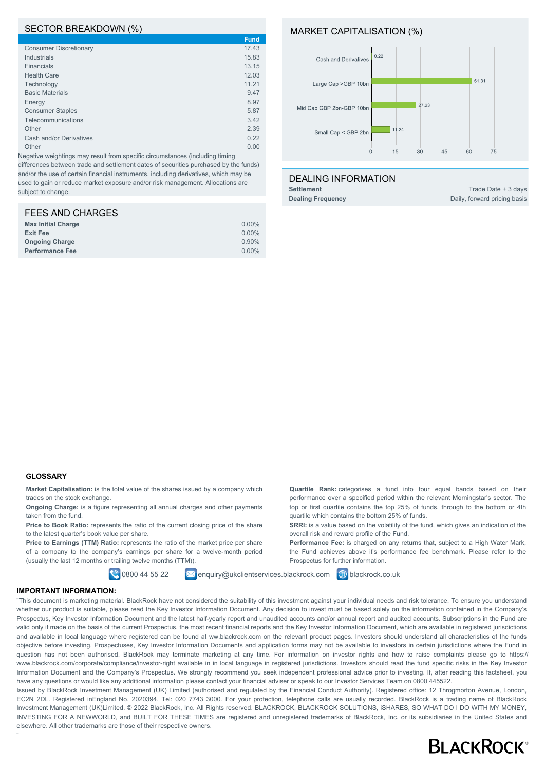## SECTOR BREAKDOWN (%)

| | Fund |
|---|---|
| Consumer Discretionary | 17.43 |
| Industrials | 15.83 |
| Financials | 13.15 |
| Health Care | 12.03 |
| Technology | 11.21 |
| Basic Materials | 9.47 |
| Energy | 8.97 |
| Consumer Staples | 5.87 |
| Telecommunications | 3.42 |
| Other | 2.39 |
| Cash and/or Derivatives | 0.22 |
| Other | 0.00 |

Negative weightings may result from specific circumstances (including timing differences between trade and settlement dates of securities purchased by the funds) and/or the use of certain financial instruments, including derivatives, which may be used to gain or reduce market exposure and/or risk management. Allocations are subject to change.

## MARKET CAPITALISATION (%)

| | % |
|---|---|
| Cash and Derivatives | 0.22 |
| Large Cap >GBP 10bn | 61.31 |
| Mid Cap GBP 2bn-GBP 10bn | 27.23 |
| Small Cap < GBP 2bn | 11.24 |

## FEES AND CHARGES

| | |
|---|---|
| **Max Initial Charge** | 0.00% |
| **Exit Fee** | 0.00% |
| **Ongoing Charge** | 0.90% |
| **Performance Fee** | 0.00% |

## DEALING INFORMATION

| | |
|---|---|
| **Settlement** | Trade Date + 3 days |
| **Dealing Frequency** | Daily, forward pricing basis |

### GLOSSARY

**Market Capitalisation:** is the total value of the shares issued by a company which trades on the stock exchange.

**Ongoing Charge:** is a figure representing all annual charges and other payments taken from the fund.

**Price to Book Ratio:** represents the ratio of the current closing price of the share to the latest quarter's book value per share.

**Price to Earnings (TTM) Ratio:** represents the ratio of the market price per share of a company to the company's earnings per share for a twelve-month period (usually the last 12 months or trailing twelve months (TTM)).

**Quartile Rank:** categorises a fund into four equal bands based on their performance over a specified period within the relevant Morningstar's sector. The top or first quartile contains the top 25% of funds, through to the bottom or 4th quartile which contains the bottom 25% of funds.

**SRRI:** is a value based on the volatility of the fund, which gives an indication of the overall risk and reward profile of the Fund.

**Performance Fee:** is charged on any returns that, subject to a High Water Mark, the Fund achieves above it's performance fee benchmark. Please refer to the Prospectus for further information.

0800 44 55 22 enquiry@ukclientservices.blackrock.com blackrock.co.uk

### IMPORTANT INFORMATION:

"This document is marketing material. BlackRock have not considered the suitability of this investment against your individual needs and risk tolerance. To ensure you understand whether our product is suitable, please read the Key Investor Information Document. Any decision to invest must be based solely on the information contained in the Company's Prospectus, Key Investor Information Document and the latest half-yearly report and unaudited accounts and/or annual report and audited accounts. Subscriptions in the Fund are valid only if made on the basis of the current Prospectus, the most recent financial reports and the Key Investor Information Document, which are available in registered jurisdictions and available in local language where registered can be found at ww.blackrock.com on the relevant product pages. Investors should understand all characteristics of the funds objective before investing. Prospectuses, Key Investor Information Documents and application forms may not be available to investors in certain jurisdictions where the Fund in question has not been authorised. BlackRock may terminate marketing at any time. For information on investor rights and how to raise complaints please go to https://www.blackrock.com/corporate/compliance/investor-right available in in local language in registered jurisdictions. Investors should read the fund specific risks in the Key Investor Information Document and the Company's Prospectus. We strongly recommend you seek independent professional advice prior to investing. If, after reading this factsheet, you have any questions or would like any additional information please contact your financial adviser or speak to our Investor Services Team on 0800 445522.

Issued by BlackRock Investment Management (UK) Limited (authorised and regulated by the Financial Conduct Authority). Registered office: 12 Throgmorton Avenue, London, EC2N 2DL. Registered inEngland No. 2020394. Tel: 020 7743 3000. For your protection, telephone calls are usually recorded. BlackRock is a trading name of BlackRock Investment Management (UK)Limited. © 2022 BlackRock, Inc. All Rights reserved. BLACKROCK, BLACKROCK SOLUTIONS, iSHARES, SO WHAT DO I DO WITH MY MONEY, INVESTING FOR A NEWWORLD, and BUILT FOR THESE TIMES are registered and unregistered trademarks of BlackRock, Inc. or its subsidiaries in the United States and elsewhere. All other trademarks are those of their respective owners.

"

BLACKROCK®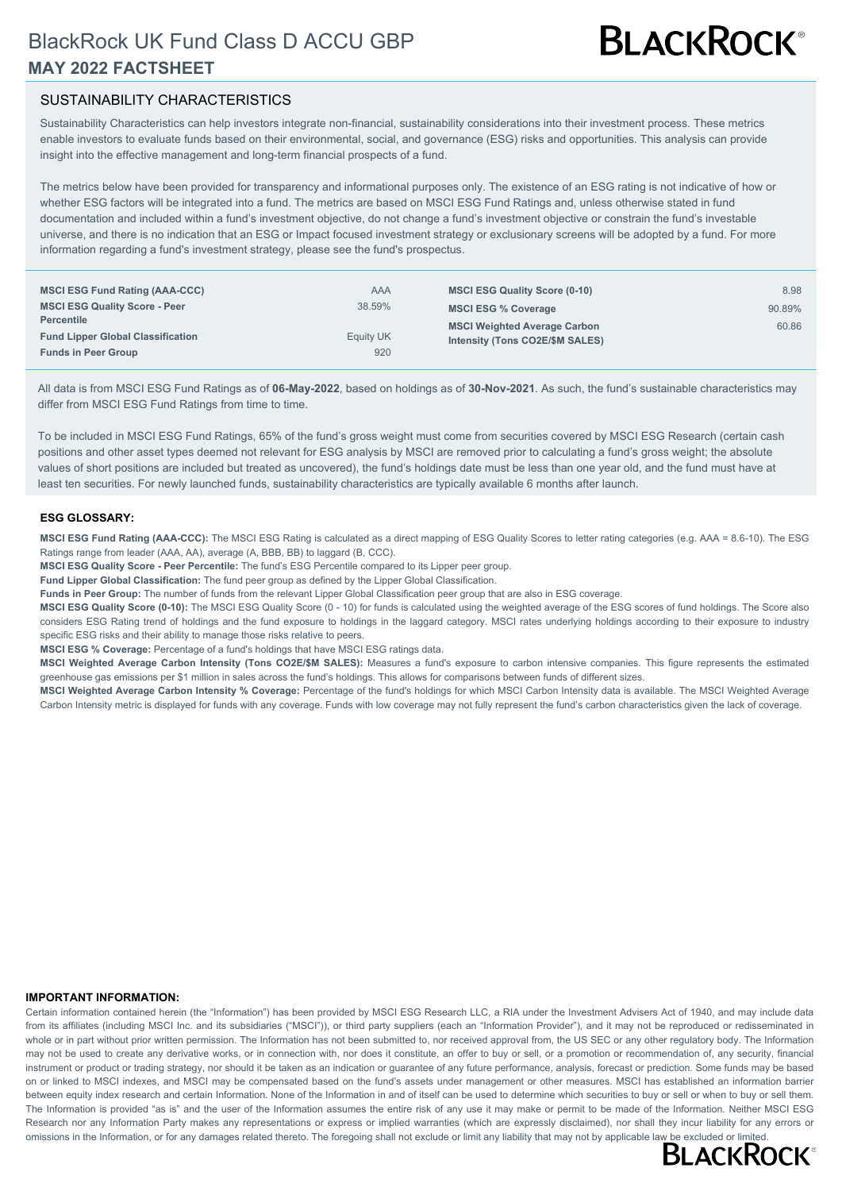# BlackRock UK Fund Class D ACCU GBP

## MAY 2022 FACTSHEET

### SUSTAINABILITY CHARACTERISTICS

Sustainability Characteristics can help investors integrate non-financial, sustainability considerations into their investment process. These metrics enable investors to evaluate funds based on their environmental, social, and governance (ESG) risks and opportunities. This analysis can provide insight into the effective management and long-term financial prospects of a fund.

The metrics below have been provided for transparency and informational purposes only. The existence of an ESG rating is not indicative of how or whether ESG factors will be integrated into a fund. The metrics are based on MSCI ESG Fund Ratings and, unless otherwise stated in fund documentation and included within a fund's investment objective, do not change a fund's investment objective or constrain the fund's investable universe, and there is no indication that an ESG or Impact focused investment strategy or exclusionary screens will be adopted by a fund. For more information regarding a fund's investment strategy, please see the fund's prospectus.

| | | | |
|---|---|---|---|
| **MSCI ESG Fund Rating (AAA-CCC)** | AAA | **MSCI ESG Quality Score (0-10)** | 8.98 |
| **MSCI ESG Quality Score - Peer Percentile** | 38.59% | **MSCI ESG % Coverage** | 90.89% |
| **Fund Lipper Global Classification** | Equity UK | **MSCI Weighted Average Carbon Intensity (Tons CO2E/$M SALES)** | 60.86 |
| **Funds in Peer Group** | 920 | | |

All data is from MSCI ESG Fund Ratings as of **06-May-2022**, based on holdings as of **30-Nov-2021**. As such, the fund's sustainable characteristics may differ from MSCI ESG Fund Ratings from time to time.

To be included in MSCI ESG Fund Ratings, 65% of the fund's gross weight must come from securities covered by MSCI ESG Research (certain cash positions and other asset types deemed not relevant for ESG analysis by MSCI are removed prior to calculating a fund's gross weight; the absolute values of short positions are included but treated as uncovered), the fund's holdings date must be less than one year old, and the fund must have at least ten securities. For newly launched funds, sustainability characteristics are typically available 6 months after launch.

#### ESG GLOSSARY:

**MSCI ESG Fund Rating (AAA-CCC):** The MSCI ESG Rating is calculated as a direct mapping of ESG Quality Scores to letter rating categories (e.g. AAA = 8.6-10). The ESG Ratings range from leader (AAA, AA), average (A, BBB, BB) to laggard (B, CCC).

**MSCI ESG Quality Score - Peer Percentile:** The fund's ESG Percentile compared to its Lipper peer group.

**Fund Lipper Global Classification:** The fund peer group as defined by the Lipper Global Classification.

**Funds in Peer Group:** The number of funds from the relevant Lipper Global Classification peer group that are also in ESG coverage.

**MSCI ESG Quality Score (0-10):** The MSCI ESG Quality Score (0 - 10) for funds is calculated using the weighted average of the ESG scores of fund holdings. The Score also considers ESG Rating trend of holdings and the fund exposure to holdings in the laggard category. MSCI rates underlying holdings according to their exposure to industry specific ESG risks and their ability to manage those risks relative to peers.

**MSCI ESG % Coverage:** Percentage of a fund's holdings that have MSCI ESG ratings data.

**MSCI Weighted Average Carbon Intensity (Tons CO2E/$M SALES):** Measures a fund's exposure to carbon intensive companies. This figure represents the estimated greenhouse gas emissions per $1 million in sales across the fund's holdings. This allows for comparisons between funds of different sizes.

**MSCI Weighted Average Carbon Intensity % Coverage:** Percentage of the fund's holdings for which MSCI Carbon Intensity data is available. The MSCI Weighted Average Carbon Intensity metric is displayed for funds with any coverage. Funds with low coverage may not fully represent the fund's carbon characteristics given the lack of coverage.

#### IMPORTANT INFORMATION:

Certain information contained herein (the "Information") has been provided by MSCI ESG Research LLC, a RIA under the Investment Advisers Act of 1940, and may include data from its affiliates (including MSCI Inc. and its subsidiaries ("MSCI")), or third party suppliers (each an "Information Provider"), and it may not be reproduced or redisseminated in whole or in part without prior written permission. The Information has not been submitted to, nor received approval from, the US SEC or any other regulatory body. The Information may not be used to create any derivative works, or in connection with, nor does it constitute, an offer to buy or sell, or a promotion or recommendation of, any security, financial instrument or product or trading strategy, nor should it be taken as an indication or guarantee of any future performance, analysis, forecast or prediction. Some funds may be based on or linked to MSCI indexes, and MSCI may be compensated based on the fund's assets under management or other measures. MSCI has established an information barrier between equity index research and certain Information. None of the Information in and of itself can be used to determine which securities to buy or sell or when to buy or sell them. The Information is provided "as is" and the user of the Information assumes the entire risk of any use it may make or permit to be made of the Information. Neither MSCI ESG Research nor any Information Party makes any representations or express or implied warranties (which are expressly disclaimed), nor shall they incur liability for any errors or omissions in the Information, or for any damages related thereto. The foregoing shall not exclude or limit any liability that may not by applicable law be excluded or limited.